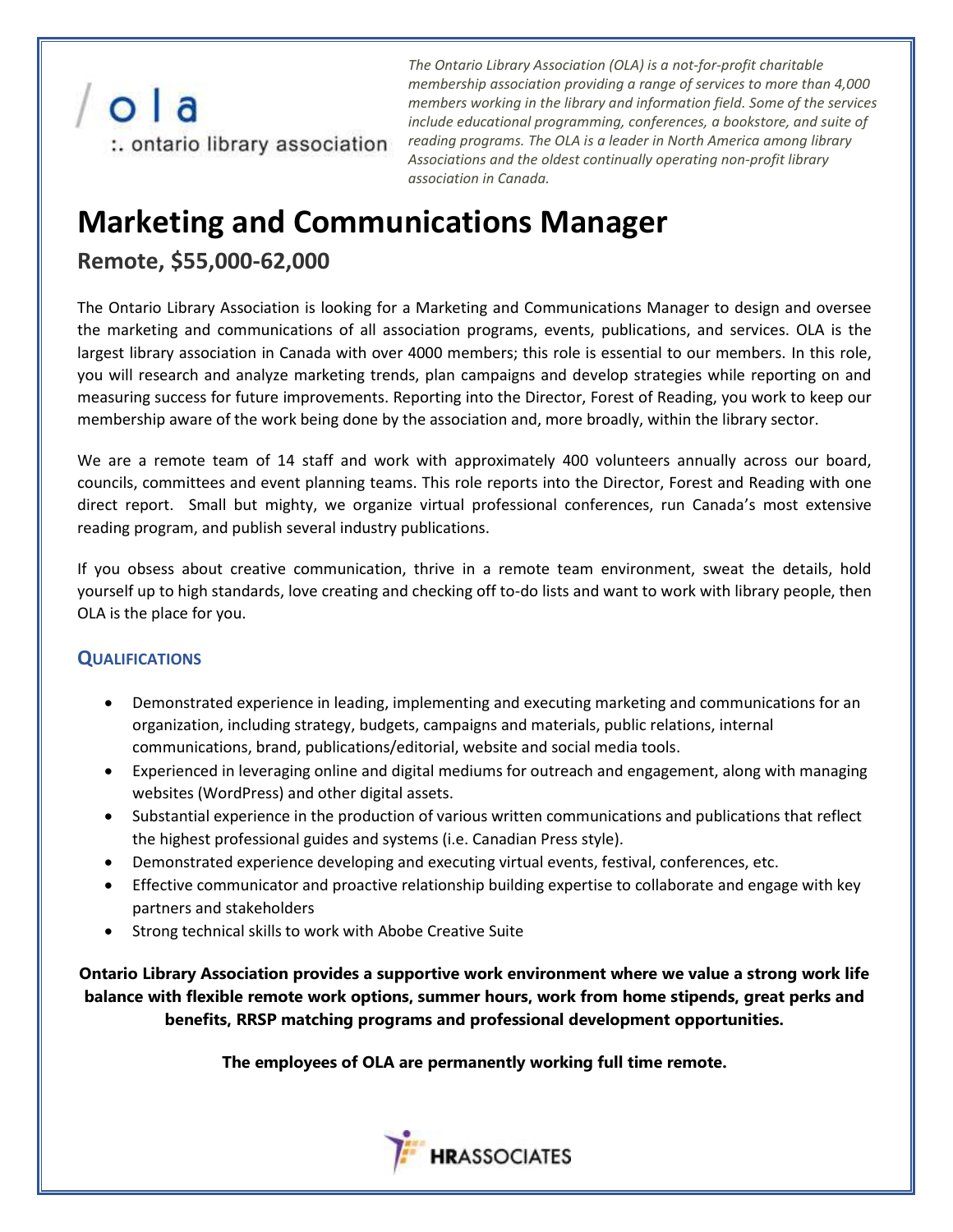/ola
:. ontario library association

*The Ontario Library Association (OLA) is a not-for-profit charitable membership association providing a range of services to more than 4,000 members working in the library and information field. Some of the services include educational programming, conferences, a bookstore, and suite of reading programs. The OLA is a leader in North America among library Associations and the oldest continually operating non-profit library association in Canada.*

# Marketing and Communications Manager

## Remote, $55,000-62,000

The Ontario Library Association is looking for a Marketing and Communications Manager to design and oversee the marketing and communications of all association programs, events, publications, and services. OLA is the largest library association in Canada with over 4000 members; this role is essential to our members. In this role, you will research and analyze marketing trends, plan campaigns and develop strategies while reporting on and measuring success for future improvements. Reporting into the Director, Forest of Reading, you work to keep our membership aware of the work being done by the association and, more broadly, within the library sector.

We are a remote team of 14 staff and work with approximately 400 volunteers annually across our board, councils, committees and event planning teams. This role reports into the Director, Forest and Reading with one direct report. Small but mighty, we organize virtual professional conferences, run Canada's most extensive reading program, and publish several industry publications.

If you obsess about creative communication, thrive in a remote team environment, sweat the details, hold yourself up to high standards, love creating and checking off to-do lists and want to work with library people, then OLA is the place for you.

### QUALIFICATIONS

- Demonstrated experience in leading, implementing and executing marketing and communications for an organization, including strategy, budgets, campaigns and materials, public relations, internal communications, brand, publications/editorial, website and social media tools.
- Experienced in leveraging online and digital mediums for outreach and engagement, along with managing websites (WordPress) and other digital assets.
- Substantial experience in the production of various written communications and publications that reflect the highest professional guides and systems (i.e. Canadian Press style).
- Demonstrated experience developing and executing virtual events, festival, conferences, etc.
- Effective communicator and proactive relationship building expertise to collaborate and engage with key partners and stakeholders
- Strong technical skills to work with Abobe Creative Suite

**Ontario Library Association provides a supportive work environment where we value a strong work life balance with flexible remote work options, summer hours, work from home stipends, great perks and benefits, RRSP matching programs and professional development opportunities.**

**The employees of OLA are permanently working full time remote.**

HRASSOCIATES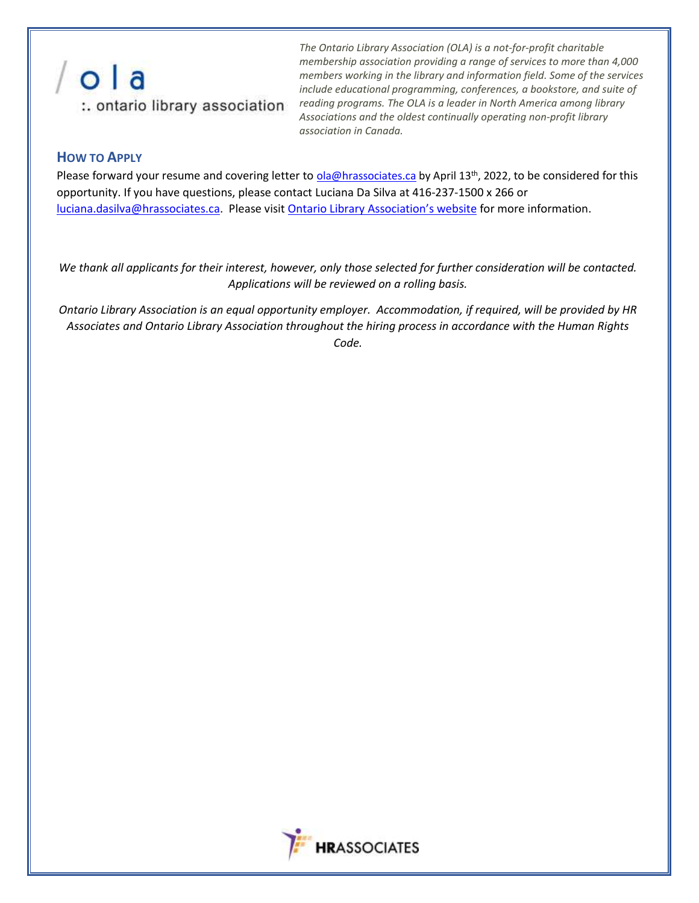/ola :. ontario library association

*The Ontario Library Association (OLA) is a not-for-profit charitable membership association providing a range of services to more than 4,000 members working in the library and information field. Some of the services include educational programming, conferences, a bookstore, and suite of reading programs. The OLA is a leader in North America among library Associations and the oldest continually operating non-profit library association in Canada.*

## HOW TO APPLY

Please forward your resume and covering letter to [ola@hrassociates.ca](mailto:ola@hrassociates.ca) by April 13th, 2022, to be considered for this opportunity. If you have questions, please contact Luciana Da Silva at 416-237-1500 x 266 or [luciana.dasilva@hrassociates.ca](mailto:luciana.dasilva@hrassociates.ca). Please visit [Ontario Library Association's website]() for more information.

*We thank all applicants for their interest, however, only those selected for further consideration will be contacted. Applications will be reviewed on a rolling basis.*

*Ontario Library Association is an equal opportunity employer. Accommodation, if required, will be provided by HR Associates and Ontario Library Association throughout the hiring process in accordance with the Human Rights Code.*

HRASSOCIATES